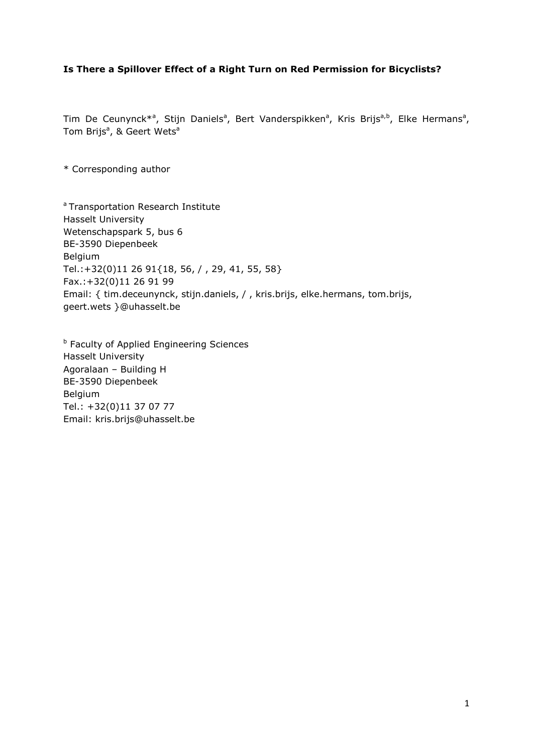**Is There a Spillover Effect of a Right Turn on Red Permission for Bicyclists?**

Tim De Ceunynck*[a], Stijn Daniels[a], Bert Vanderspikken[a], Kris Brijs[a,b], Elke Hermans[a], Tom Brijs[a], & Geert Wets[a]

* Corresponding author

[a] Transportation Research Institute
Hasselt University
Wetenschapspark 5, bus 6
BE-3590 Diepenbeek
Belgium
Tel.:+32(0)11 26 91{18, 56, / , 29, 41, 55, 58}
Fax.:+32(0)11 26 91 99
Email: { tim.deceunynck, stijn.daniels, / , kris.brijs, elke.hermans, tom.brijs, geert.wets }@uhasselt.be

[b] Faculty of Applied Engineering Sciences
Hasselt University
Agoralaan – Building H
BE-3590 Diepenbeek
Belgium
Tel.: +32(0)11 37 07 77
Email: kris.brijs@uhasselt.be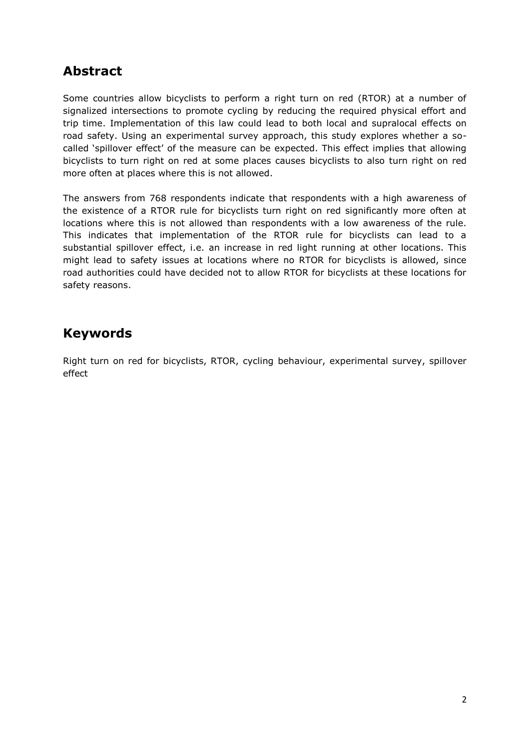## Abstract

Some countries allow bicyclists to perform a right turn on red (RTOR) at a number of signalized intersections to promote cycling by reducing the required physical effort and trip time. Implementation of this law could lead to both local and supralocal effects on road safety. Using an experimental survey approach, this study explores whether a so-called 'spillover effect' of the measure can be expected. This effect implies that allowing bicyclists to turn right on red at some places causes bicyclists to also turn right on red more often at places where this is not allowed.

The answers from 768 respondents indicate that respondents with a high awareness of the existence of a RTOR rule for bicyclists turn right on red significantly more often at locations where this is not allowed than respondents with a low awareness of the rule. This indicates that implementation of the RTOR rule for bicyclists can lead to a substantial spillover effect, i.e. an increase in red light running at other locations. This might lead to safety issues at locations where no RTOR for bicyclists is allowed, since road authorities could have decided not to allow RTOR for bicyclists at these locations for safety reasons.

## Keywords

Right turn on red for bicyclists, RTOR, cycling behaviour, experimental survey, spillover effect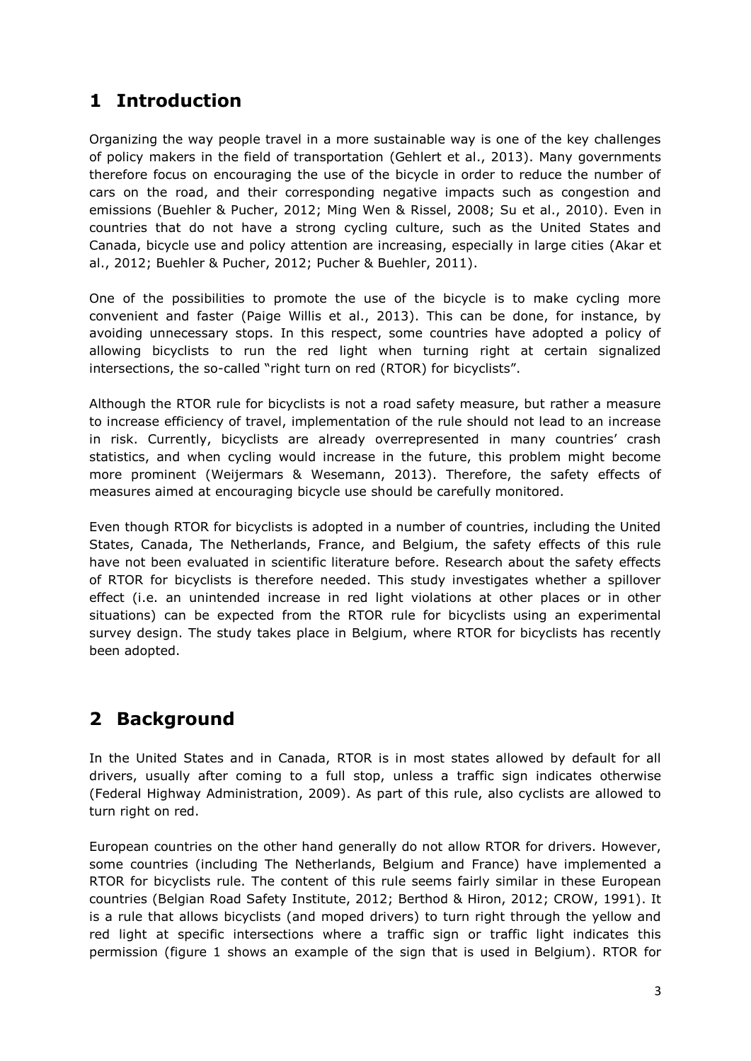# 1 Introduction

Organizing the way people travel in a more sustainable way is one of the key challenges of policy makers in the field of transportation (Gehlert et al., 2013). Many governments therefore focus on encouraging the use of the bicycle in order to reduce the number of cars on the road, and their corresponding negative impacts such as congestion and emissions (Buehler & Pucher, 2012; Ming Wen & Rissel, 2008; Su et al., 2010). Even in countries that do not have a strong cycling culture, such as the United States and Canada, bicycle use and policy attention are increasing, especially in large cities (Akar et al., 2012; Buehler & Pucher, 2012; Pucher & Buehler, 2011).

One of the possibilities to promote the use of the bicycle is to make cycling more convenient and faster (Paige Willis et al., 2013). This can be done, for instance, by avoiding unnecessary stops. In this respect, some countries have adopted a policy of allowing bicyclists to run the red light when turning right at certain signalized intersections, the so-called "right turn on red (RTOR) for bicyclists".

Although the RTOR rule for bicyclists is not a road safety measure, but rather a measure to increase efficiency of travel, implementation of the rule should not lead to an increase in risk. Currently, bicyclists are already overrepresented in many countries' crash statistics, and when cycling would increase in the future, this problem might become more prominent (Weijermars & Wesemann, 2013). Therefore, the safety effects of measures aimed at encouraging bicycle use should be carefully monitored.

Even though RTOR for bicyclists is adopted in a number of countries, including the United States, Canada, The Netherlands, France, and Belgium, the safety effects of this rule have not been evaluated in scientific literature before. Research about the safety effects of RTOR for bicyclists is therefore needed. This study investigates whether a spillover effect (i.e. an unintended increase in red light violations at other places or in other situations) can be expected from the RTOR rule for bicyclists using an experimental survey design. The study takes place in Belgium, where RTOR for bicyclists has recently been adopted.

# 2 Background

In the United States and in Canada, RTOR is in most states allowed by default for all drivers, usually after coming to a full stop, unless a traffic sign indicates otherwise (Federal Highway Administration, 2009). As part of this rule, also cyclists are allowed to turn right on red.

European countries on the other hand generally do not allow RTOR for drivers. However, some countries (including The Netherlands, Belgium and France) have implemented a RTOR for bicyclists rule. The content of this rule seems fairly similar in these European countries (Belgian Road Safety Institute, 2012; Berthod & Hiron, 2012; CROW, 1991). It is a rule that allows bicyclists (and moped drivers) to turn right through the yellow and red light at specific intersections where a traffic sign or traffic light indicates this permission (figure 1 shows an example of the sign that is used in Belgium). RTOR for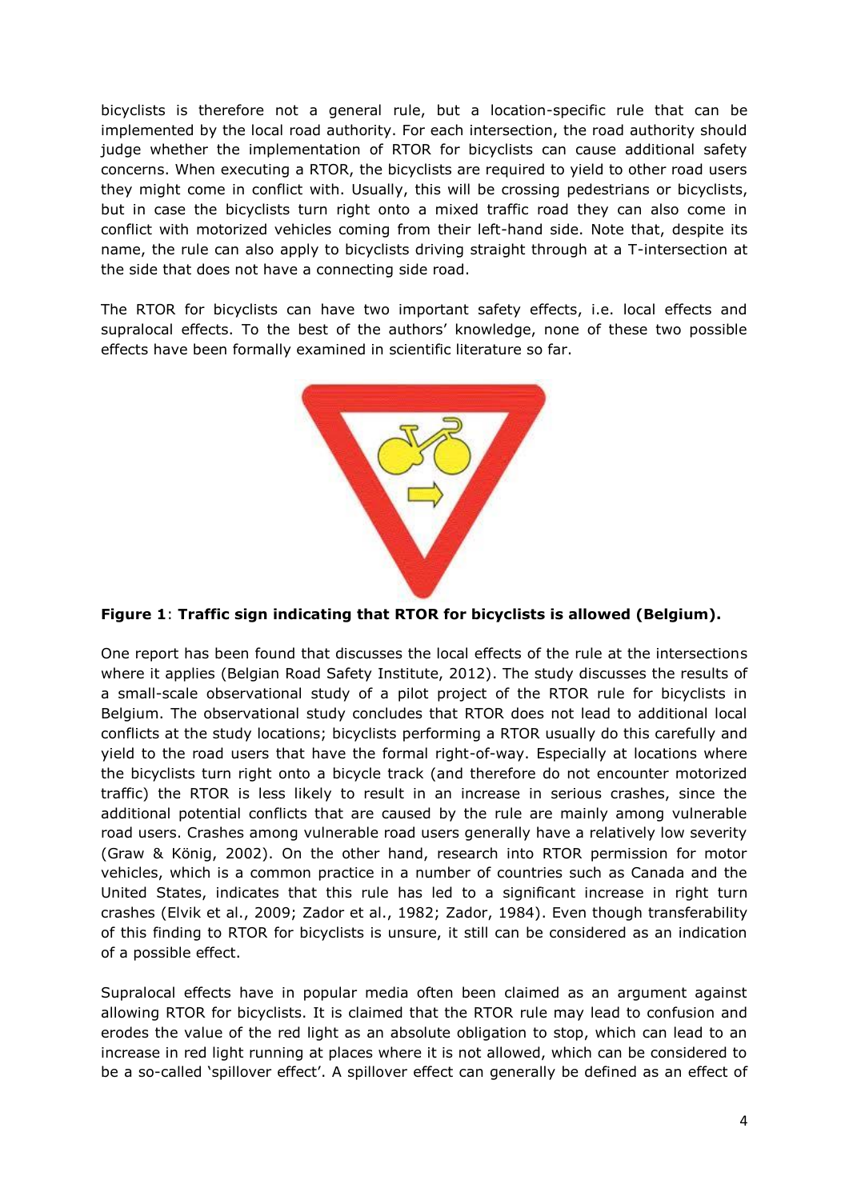bicyclists is therefore not a general rule, but a location-specific rule that can be implemented by the local road authority. For each intersection, the road authority should judge whether the implementation of RTOR for bicyclists can cause additional safety concerns. When executing a RTOR, the bicyclists are required to yield to other road users they might come in conflict with. Usually, this will be crossing pedestrians or bicyclists, but in case the bicyclists turn right onto a mixed traffic road they can also come in conflict with motorized vehicles coming from their left-hand side. Note that, despite its name, the rule can also apply to bicyclists driving straight through at a T-intersection at the side that does not have a connecting side road.

The RTOR for bicyclists can have two important safety effects, i.e. local effects and supralocal effects. To the best of the authors' knowledge, none of these two possible effects have been formally examined in scientific literature so far.

**Figure 1**: **Traffic sign indicating that RTOR for bicyclists is allowed (Belgium).**

One report has been found that discusses the local effects of the rule at the intersections where it applies (Belgian Road Safety Institute, 2012). The study discusses the results of a small-scale observational study of a pilot project of the RTOR rule for bicyclists in Belgium. The observational study concludes that RTOR does not lead to additional local conflicts at the study locations; bicyclists performing a RTOR usually do this carefully and yield to the road users that have the formal right-of-way. Especially at locations where the bicyclists turn right onto a bicycle track (and therefore do not encounter motorized traffic) the RTOR is less likely to result in an increase in serious crashes, since the additional potential conflicts that are caused by the rule are mainly among vulnerable road users. Crashes among vulnerable road users generally have a relatively low severity (Graw & König, 2002). On the other hand, research into RTOR permission for motor vehicles, which is a common practice in a number of countries such as Canada and the United States, indicates that this rule has led to a significant increase in right turn crashes (Elvik et al., 2009; Zador et al., 1982; Zador, 1984). Even though transferability of this finding to RTOR for bicyclists is unsure, it still can be considered as an indication of a possible effect.

Supralocal effects have in popular media often been claimed as an argument against allowing RTOR for bicyclists. It is claimed that the RTOR rule may lead to confusion and erodes the value of the red light as an absolute obligation to stop, which can lead to an increase in red light running at places where it is not allowed, which can be considered to be a so-called 'spillover effect'. A spillover effect can generally be defined as an effect of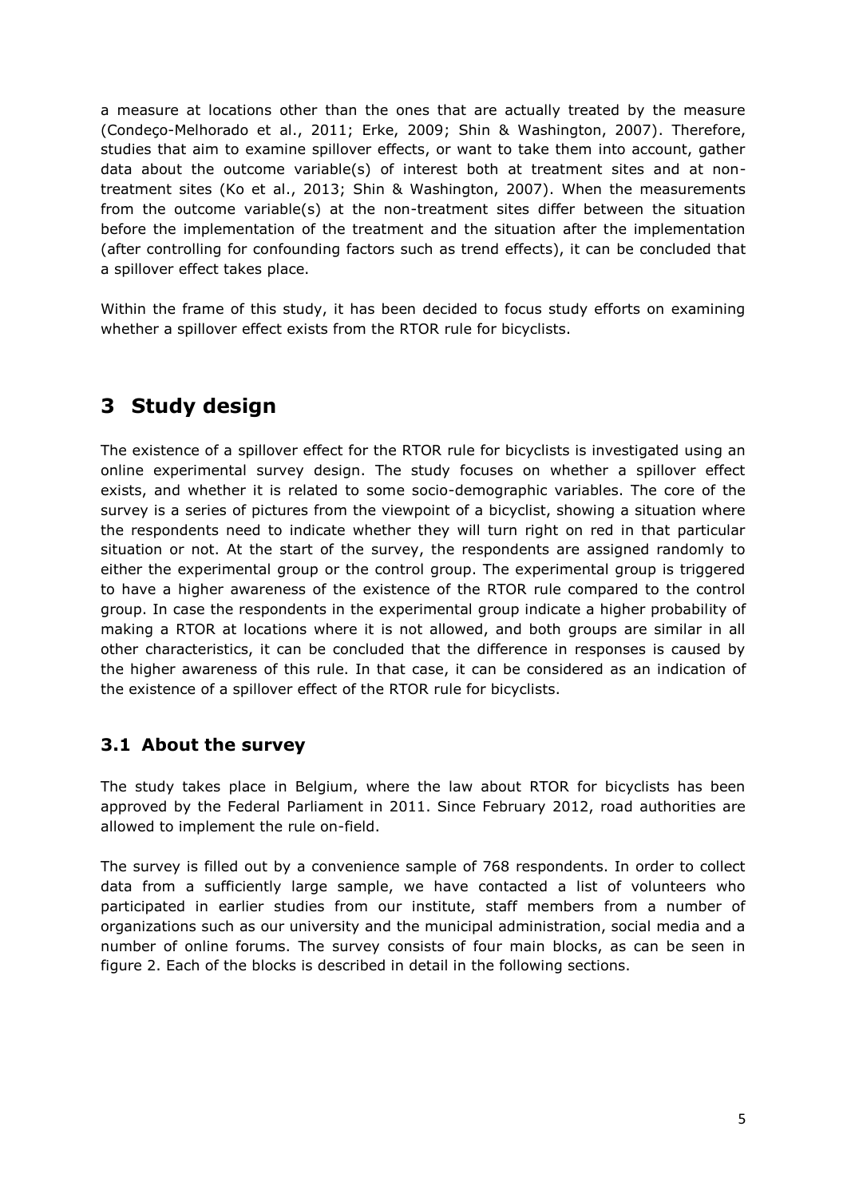a measure at locations other than the ones that are actually treated by the measure (Condeço-Melhorado et al., 2011; Erke, 2009; Shin & Washington, 2007). Therefore, studies that aim to examine spillover effects, or want to take them into account, gather data about the outcome variable(s) of interest both at treatment sites and at non-treatment sites (Ko et al., 2013; Shin & Washington, 2007). When the measurements from the outcome variable(s) at the non-treatment sites differ between the situation before the implementation of the treatment and the situation after the implementation (after controlling for confounding factors such as trend effects), it can be concluded that a spillover effect takes place.

Within the frame of this study, it has been decided to focus study efforts on examining whether a spillover effect exists from the RTOR rule for bicyclists.

# 3 Study design

The existence of a spillover effect for the RTOR rule for bicyclists is investigated using an online experimental survey design. The study focuses on whether a spillover effect exists, and whether it is related to some socio-demographic variables. The core of the survey is a series of pictures from the viewpoint of a bicyclist, showing a situation where the respondents need to indicate whether they will turn right on red in that particular situation or not. At the start of the survey, the respondents are assigned randomly to either the experimental group or the control group. The experimental group is triggered to have a higher awareness of the existence of the RTOR rule compared to the control group. In case the respondents in the experimental group indicate a higher probability of making a RTOR at locations where it is not allowed, and both groups are similar in all other characteristics, it can be concluded that the difference in responses is caused by the higher awareness of this rule. In that case, it can be considered as an indication of the existence of a spillover effect of the RTOR rule for bicyclists.

## 3.1 About the survey

The study takes place in Belgium, where the law about RTOR for bicyclists has been approved by the Federal Parliament in 2011. Since February 2012, road authorities are allowed to implement the rule on-field.

The survey is filled out by a convenience sample of 768 respondents. In order to collect data from a sufficiently large sample, we have contacted a list of volunteers who participated in earlier studies from our institute, staff members from a number of organizations such as our university and the municipal administration, social media and a number of online forums. The survey consists of four main blocks, as can be seen in figure 2. Each of the blocks is described in detail in the following sections.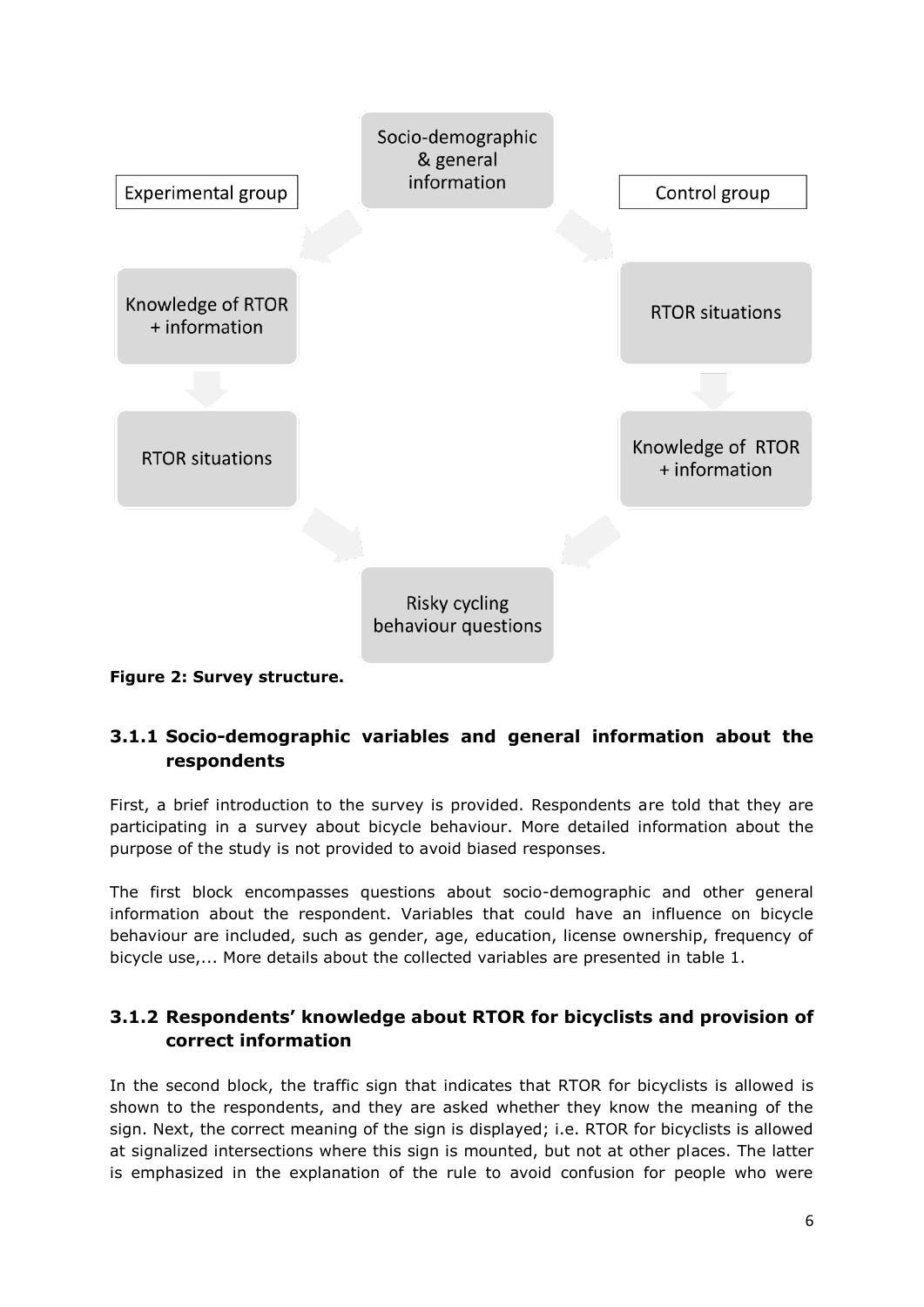**Figure 2: Survey structure.**

### 3.1.1 Socio-demographic variables and general information about the respondents

First, a brief introduction to the survey is provided. Respondents are told that they are participating in a survey about bicycle behaviour. More detailed information about the purpose of the study is not provided to avoid biased responses.

The first block encompasses questions about socio-demographic and other general information about the respondent. Variables that could have an influence on bicycle behaviour are included, such as gender, age, education, license ownership, frequency of bicycle use,... More details about the collected variables are presented in table 1.

### 3.1.2 Respondents' knowledge about RTOR for bicyclists and provision of correct information

In the second block, the traffic sign that indicates that RTOR for bicyclists is allowed is shown to the respondents, and they are asked whether they know the meaning of the sign. Next, the correct meaning of the sign is displayed; i.e. RTOR for bicyclists is allowed at signalized intersections where this sign is mounted, but not at other places. The latter is emphasized in the explanation of the rule to avoid confusion for people who were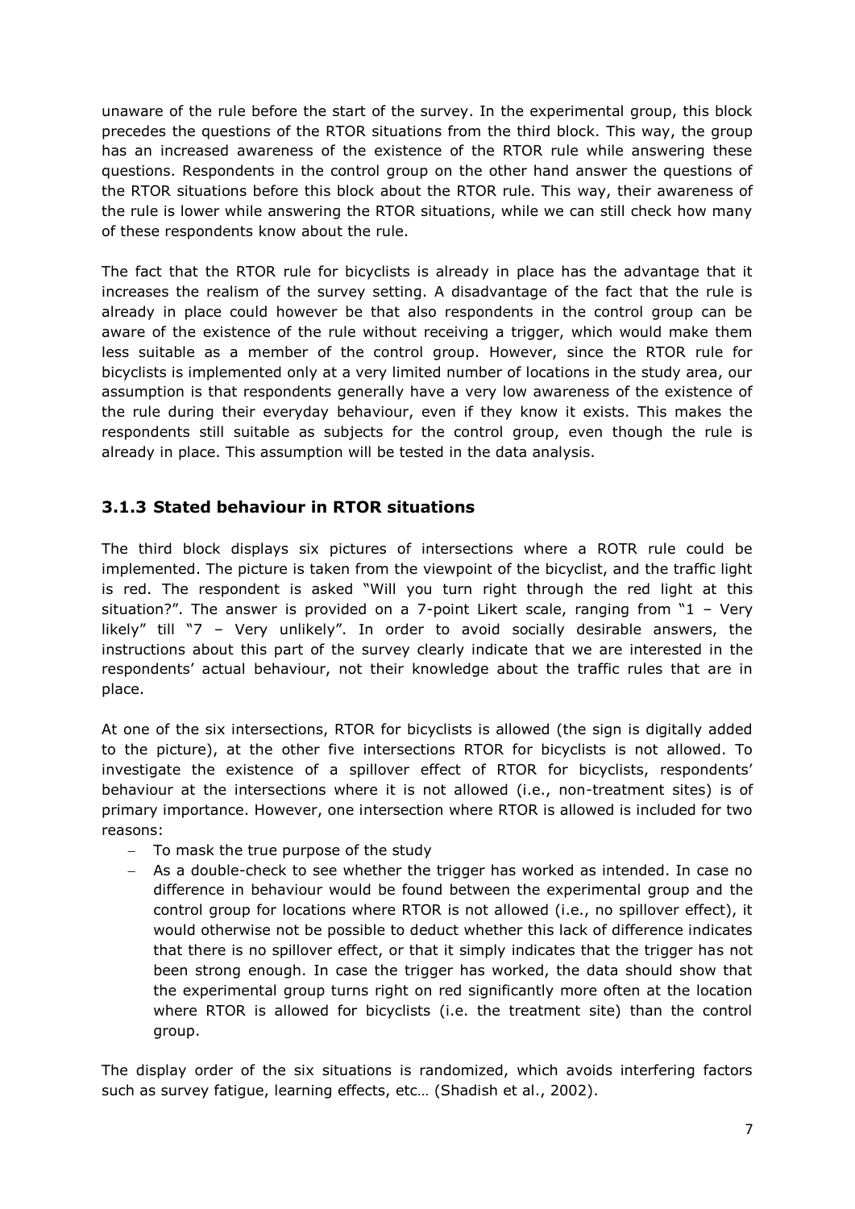unaware of the rule before the start of the survey. In the experimental group, this block precedes the questions of the RTOR situations from the third block. This way, the group has an increased awareness of the existence of the RTOR rule while answering these questions. Respondents in the control group on the other hand answer the questions of the RTOR situations before this block about the RTOR rule. This way, their awareness of the rule is lower while answering the RTOR situations, while we can still check how many of these respondents know about the rule.

The fact that the RTOR rule for bicyclists is already in place has the advantage that it increases the realism of the survey setting. A disadvantage of the fact that the rule is already in place could however be that also respondents in the control group can be aware of the existence of the rule without receiving a trigger, which would make them less suitable as a member of the control group. However, since the RTOR rule for bicyclists is implemented only at a very limited number of locations in the study area, our assumption is that respondents generally have a very low awareness of the existence of the rule during their everyday behaviour, even if they know it exists. This makes the respondents still suitable as subjects for the control group, even though the rule is already in place. This assumption will be tested in the data analysis.

### 3.1.3 Stated behaviour in RTOR situations

The third block displays six pictures of intersections where a ROTR rule could be implemented. The picture is taken from the viewpoint of the bicyclist, and the traffic light is red. The respondent is asked "Will you turn right through the red light at this situation?". The answer is provided on a 7-point Likert scale, ranging from "1 – Very likely" till "7 – Very unlikely". In order to avoid socially desirable answers, the instructions about this part of the survey clearly indicate that we are interested in the respondents' actual behaviour, not their knowledge about the traffic rules that are in place.

At one of the six intersections, RTOR for bicyclists is allowed (the sign is digitally added to the picture), at the other five intersections RTOR for bicyclists is not allowed. To investigate the existence of a spillover effect of RTOR for bicyclists, respondents' behaviour at the intersections where it is not allowed (i.e., non-treatment sites) is of primary importance. However, one intersection where RTOR is allowed is included for two reasons:

- To mask the true purpose of the study
- As a double-check to see whether the trigger has worked as intended. In case no difference in behaviour would be found between the experimental group and the control group for locations where RTOR is not allowed (i.e., no spillover effect), it would otherwise not be possible to deduct whether this lack of difference indicates that there is no spillover effect, or that it simply indicates that the trigger has not been strong enough. In case the trigger has worked, the data should show that the experimental group turns right on red significantly more often at the location where RTOR is allowed for bicyclists (i.e. the treatment site) than the control group.

The display order of the six situations is randomized, which avoids interfering factors such as survey fatigue, learning effects, etc… (Shadish et al., 2002).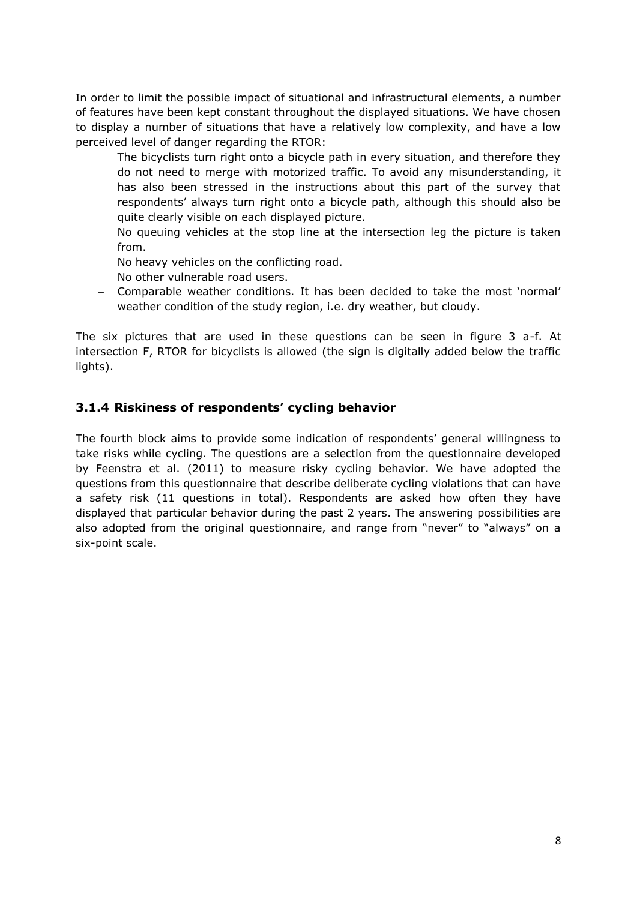In order to limit the possible impact of situational and infrastructural elements, a number of features have been kept constant throughout the displayed situations. We have chosen to display a number of situations that have a relatively low complexity, and have a low perceived level of danger regarding the RTOR:

- The bicyclists turn right onto a bicycle path in every situation, and therefore they do not need to merge with motorized traffic. To avoid any misunderstanding, it has also been stressed in the instructions about this part of the survey that respondents' always turn right onto a bicycle path, although this should also be quite clearly visible on each displayed picture.
- No queuing vehicles at the stop line at the intersection leg the picture is taken from.
- No heavy vehicles on the conflicting road.
- No other vulnerable road users.
- Comparable weather conditions. It has been decided to take the most 'normal' weather condition of the study region, i.e. dry weather, but cloudy.

The six pictures that are used in these questions can be seen in figure 3 a-f. At intersection F, RTOR for bicyclists is allowed (the sign is digitally added below the traffic lights).

### 3.1.4 Riskiness of respondents' cycling behavior

The fourth block aims to provide some indication of respondents' general willingness to take risks while cycling. The questions are a selection from the questionnaire developed by Feenstra et al. (2011) to measure risky cycling behavior. We have adopted the questions from this questionnaire that describe deliberate cycling violations that can have a safety risk (11 questions in total). Respondents are asked how often they have displayed that particular behavior during the past 2 years. The answering possibilities are also adopted from the original questionnaire, and range from "never" to "always" on a six-point scale.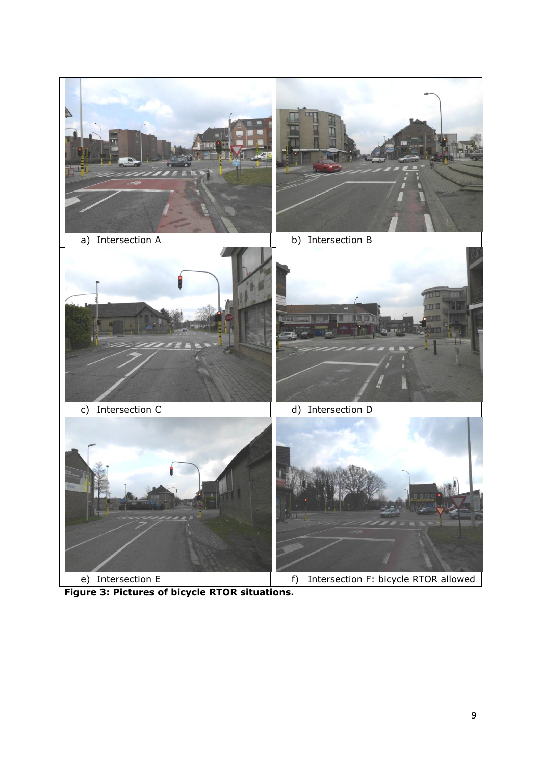a) Intersection A

b) Intersection B

c) Intersection C

d) Intersection D

e) Intersection E

f) Intersection F: bicycle RTOR allowed

**Figure 3: Pictures of bicycle RTOR situations.**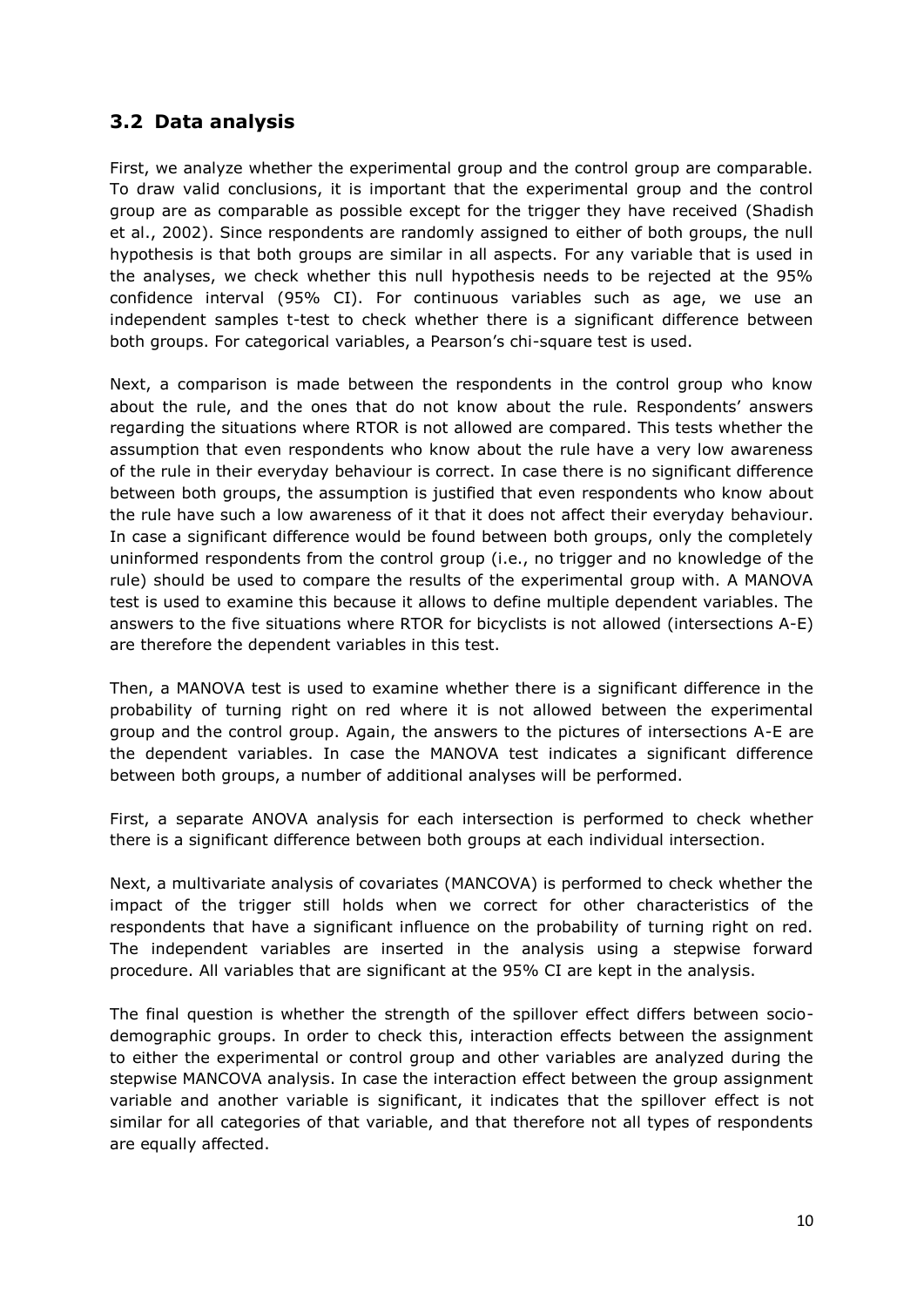## 3.2 Data analysis

First, we analyze whether the experimental group and the control group are comparable. To draw valid conclusions, it is important that the experimental group and the control group are as comparable as possible except for the trigger they have received (Shadish et al., 2002). Since respondents are randomly assigned to either of both groups, the null hypothesis is that both groups are similar in all aspects. For any variable that is used in the analyses, we check whether this null hypothesis needs to be rejected at the 95% confidence interval (95% CI). For continuous variables such as age, we use an independent samples t-test to check whether there is a significant difference between both groups. For categorical variables, a Pearson's chi-square test is used.

Next, a comparison is made between the respondents in the control group who know about the rule, and the ones that do not know about the rule. Respondents' answers regarding the situations where RTOR is not allowed are compared. This tests whether the assumption that even respondents who know about the rule have a very low awareness of the rule in their everyday behaviour is correct. In case there is no significant difference between both groups, the assumption is justified that even respondents who know about the rule have such a low awareness of it that it does not affect their everyday behaviour. In case a significant difference would be found between both groups, only the completely uninformed respondents from the control group (i.e., no trigger and no knowledge of the rule) should be used to compare the results of the experimental group with. A MANOVA test is used to examine this because it allows to define multiple dependent variables. The answers to the five situations where RTOR for bicyclists is not allowed (intersections A-E) are therefore the dependent variables in this test.

Then, a MANOVA test is used to examine whether there is a significant difference in the probability of turning right on red where it is not allowed between the experimental group and the control group. Again, the answers to the pictures of intersections A-E are the dependent variables. In case the MANOVA test indicates a significant difference between both groups, a number of additional analyses will be performed.

First, a separate ANOVA analysis for each intersection is performed to check whether there is a significant difference between both groups at each individual intersection.

Next, a multivariate analysis of covariates (MANCOVA) is performed to check whether the impact of the trigger still holds when we correct for other characteristics of the respondents that have a significant influence on the probability of turning right on red. The independent variables are inserted in the analysis using a stepwise forward procedure. All variables that are significant at the 95% CI are kept in the analysis.

The final question is whether the strength of the spillover effect differs between socio-demographic groups. In order to check this, interaction effects between the assignment to either the experimental or control group and other variables are analyzed during the stepwise MANCOVA analysis. In case the interaction effect between the group assignment variable and another variable is significant, it indicates that the spillover effect is not similar for all categories of that variable, and that therefore not all types of respondents are equally affected.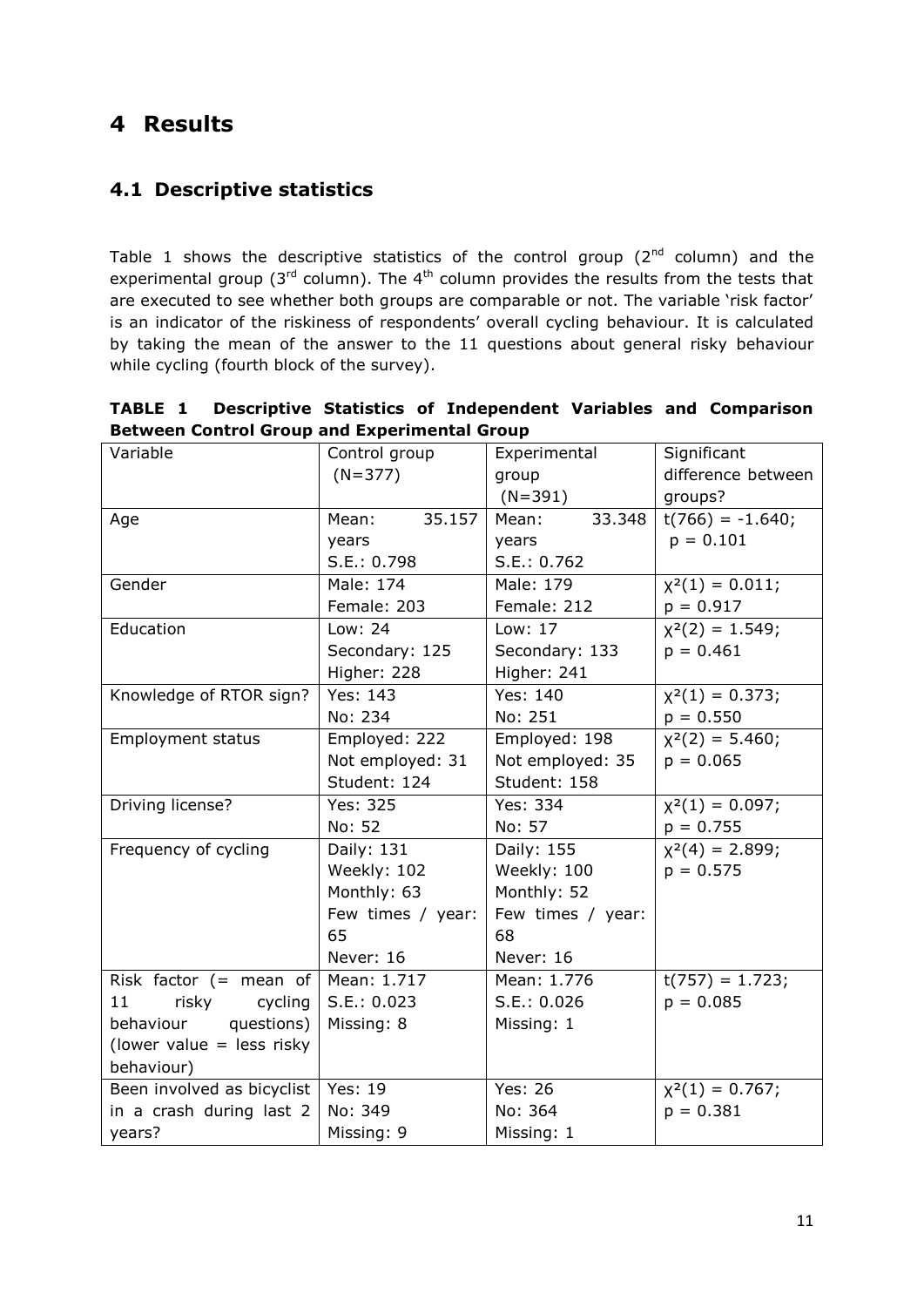# 4 Results

## 4.1 Descriptive statistics

Table 1 shows the descriptive statistics of the control group (2[nd] column) and the experimental group (3[rd] column). The 4[th] column provides the results from the tests that are executed to see whether both groups are comparable or not. The variable 'risk factor' is an indicator of the riskiness of respondents' overall cycling behaviour. It is calculated by taking the mean of the answer to the 11 questions about general risky behaviour while cycling (fourth block of the survey).

**TABLE 1 Descriptive Statistics of Independent Variables and Comparison Between Control Group and Experimental Group**

| Variable | Control group (N=377) | Experimental group (N=391) | Significant difference between groups? |
|---|---|---|---|
| Age | Mean: 35.157 years<br>S.E.: 0.798 | Mean: 33.348 years<br>S.E.: 0.762 | $t(766) = -1.640$; $p = 0.101$ |
| Gender | Male: 174<br>Female: 203 | Male: 179<br>Female: 212 | $\chi^2(1) = 0.011$; $p = 0.917$ |
| Education | Low: 24<br>Secondary: 125<br>Higher: 228 | Low: 17<br>Secondary: 133<br>Higher: 241 | $\chi^2(2) = 1.549$; $p = 0.461$ |
| Knowledge of RTOR sign? | Yes: 143<br>No: 234 | Yes: 140<br>No: 251 | $\chi^2(1) = 0.373$; $p = 0.550$ |
| Employment status | Employed: 222<br>Not employed: 31<br>Student: 124 | Employed: 198<br>Not employed: 35<br>Student: 158 | $\chi^2(2) = 5.460$; $p = 0.065$ |
| Driving license? | Yes: 325<br>No: 52 | Yes: 334<br>No: 57 | $\chi^2(1) = 0.097$; $p = 0.755$ |
| Frequency of cycling | Daily: 131<br>Weekly: 102<br>Monthly: 63<br>Few times / year: 65<br>Never: 16 | Daily: 155<br>Weekly: 100<br>Monthly: 52<br>Few times / year: 68<br>Never: 16 | $\chi^2(4) = 2.899$; $p = 0.575$ |
| Risk factor (= mean of 11 risky cycling behaviour questions) (lower value = less risky behaviour) | Mean: 1.717<br>S.E.: 0.023<br>Missing: 8 | Mean: 1.776<br>S.E.: 0.026<br>Missing: 1 | $t(757) = 1.723$; $p = 0.085$ |
| Been involved as bicyclist in a crash during last 2 years? | Yes: 19<br>No: 349<br>Missing: 9 | Yes: 26<br>No: 364<br>Missing: 1 | $\chi^2(1) = 0.767$; $p = 0.381$ |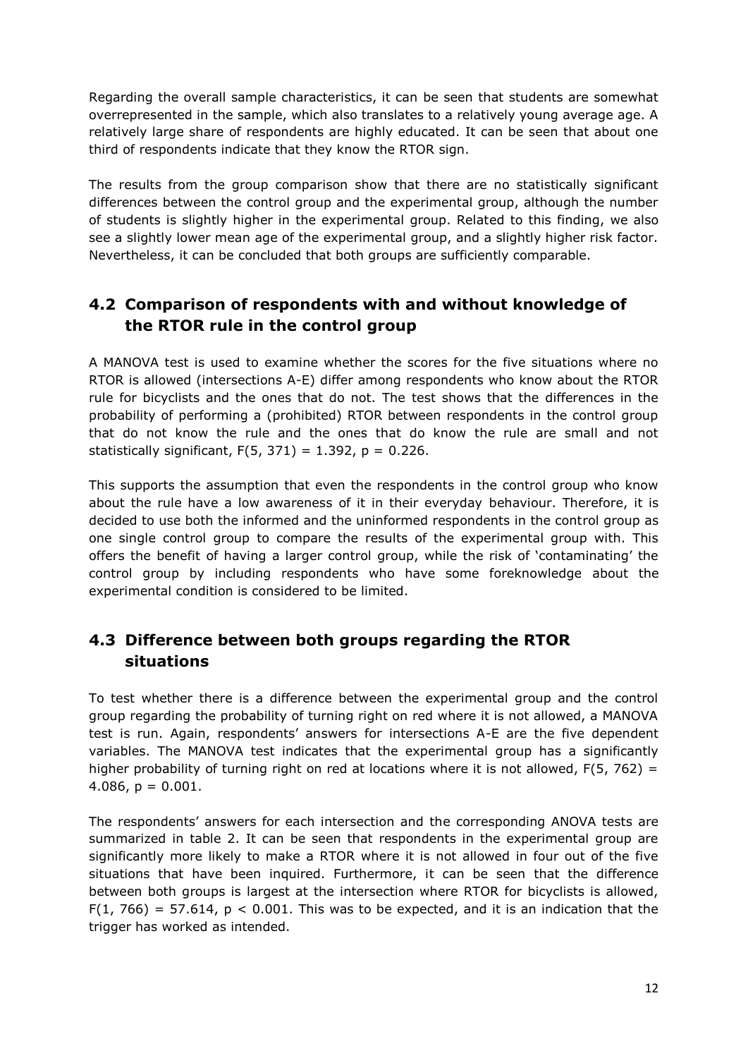Regarding the overall sample characteristics, it can be seen that students are somewhat overrepresented in the sample, which also translates to a relatively young average age. A relatively large share of respondents are highly educated. It can be seen that about one third of respondents indicate that they know the RTOR sign.

The results from the group comparison show that there are no statistically significant differences between the control group and the experimental group, although the number of students is slightly higher in the experimental group. Related to this finding, we also see a slightly lower mean age of the experimental group, and a slightly higher risk factor. Nevertheless, it can be concluded that both groups are sufficiently comparable.

## 4.2 Comparison of respondents with and without knowledge of the RTOR rule in the control group

A MANOVA test is used to examine whether the scores for the five situations where no RTOR is allowed (intersections A-E) differ among respondents who know about the RTOR rule for bicyclists and the ones that do not. The test shows that the differences in the probability of performing a (prohibited) RTOR between respondents in the control group that do not know the rule and the ones that do know the rule are small and not statistically significant, $F(5, 371) = 1.392$, $p = 0.226$.

This supports the assumption that even the respondents in the control group who know about the rule have a low awareness of it in their everyday behaviour. Therefore, it is decided to use both the informed and the uninformed respondents in the control group as one single control group to compare the results of the experimental group with. This offers the benefit of having a larger control group, while the risk of 'contaminating' the control group by including respondents who have some foreknowledge about the experimental condition is considered to be limited.

## 4.3 Difference between both groups regarding the RTOR situations

To test whether there is a difference between the experimental group and the control group regarding the probability of turning right on red where it is not allowed, a MANOVA test is run. Again, respondents' answers for intersections A-E are the five dependent variables. The MANOVA test indicates that the experimental group has a significantly higher probability of turning right on red at locations where it is not allowed, $F(5, 762) = 4.086$, $p = 0.001$.

The respondents' answers for each intersection and the corresponding ANOVA tests are summarized in table 2. It can be seen that respondents in the experimental group are significantly more likely to make a RTOR where it is not allowed in four out of the five situations that have been inquired. Furthermore, it can be seen that the difference between both groups is largest at the intersection where RTOR for bicyclists is allowed, $F(1, 766) = 57.614$, $p < 0.001$. This was to be expected, and it is an indication that the trigger has worked as intended.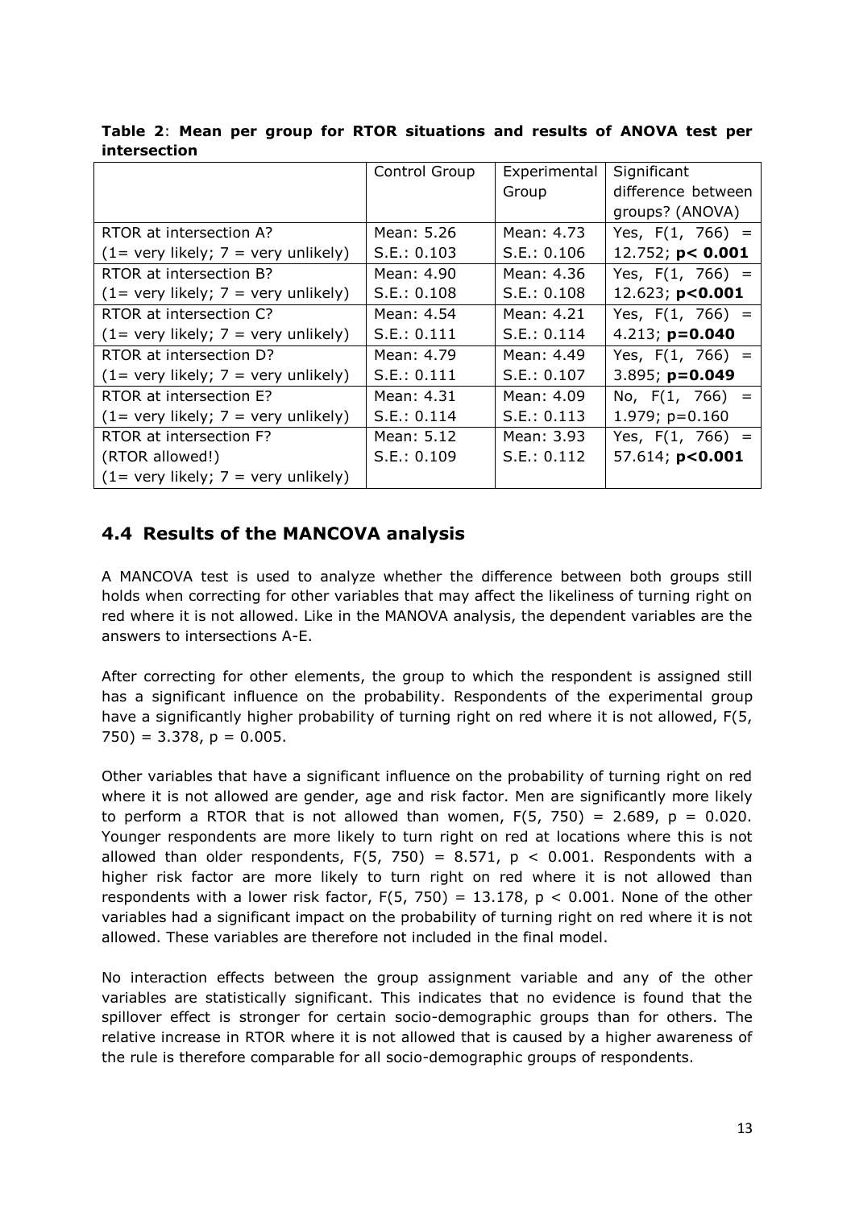**Table 2**: **Mean per group for RTOR situations and results of ANOVA test per intersection**

| | Control Group | Experimental Group | Significant difference between groups? (ANOVA) |
|---|---|---|---|
| RTOR at intersection A? (1= very likely; 7 = very unlikely) | Mean: 5.26 S.E.: 0.103 | Mean: 4.73 S.E.: 0.106 | Yes, $F(1, 766) = 12.752$; $p < 0.001$ |
| RTOR at intersection B? (1= very likely; 7 = very unlikely) | Mean: 4.90 S.E.: 0.108 | Mean: 4.36 S.E.: 0.108 | Yes, $F(1, 766) = 12.623$; $p<0.001$ |
| RTOR at intersection C? (1= very likely; 7 = very unlikely) | Mean: 4.54 S.E.: 0.111 | Mean: 4.21 S.E.: 0.114 | Yes, $F(1, 766) = 4.213$; $p=0.040$ |
| RTOR at intersection D? (1= very likely; 7 = very unlikely) | Mean: 4.79 S.E.: 0.111 | Mean: 4.49 S.E.: 0.107 | Yes, $F(1, 766) = 3.895$; $p=0.049$ |
| RTOR at intersection E? (1= very likely; 7 = very unlikely) | Mean: 4.31 S.E.: 0.114 | Mean: 4.09 S.E.: 0.113 | No, $F(1, 766) = 1.979$; $p=0.160$ |
| RTOR at intersection F? (RTOR allowed!) (1= very likely; 7 = very unlikely) | Mean: 5.12 S.E.: 0.109 | Mean: 3.93 S.E.: 0.112 | Yes, $F(1, 766) = 57.614$; $p<0.001$ |

## 4.4 Results of the MANCOVA analysis

A MANCOVA test is used to analyze whether the difference between both groups still holds when correcting for other variables that may affect the likeliness of turning right on red where it is not allowed. Like in the MANOVA analysis, the dependent variables are the answers to intersections A-E.

After correcting for other elements, the group to which the respondent is assigned still has a significant influence on the probability. Respondents of the experimental group have a significantly higher probability of turning right on red where it is not allowed, $F(5, 750) = 3.378$, $p = 0.005$.

Other variables that have a significant influence on the probability of turning right on red where it is not allowed are gender, age and risk factor. Men are significantly more likely to perform a RTOR that is not allowed than women, $F(5, 750) = 2.689$, $p = 0.020$. Younger respondents are more likely to turn right on red at locations where this is not allowed than older respondents, $F(5, 750) = 8.571$, $p < 0.001$. Respondents with a higher risk factor are more likely to turn right on red where it is not allowed than respondents with a lower risk factor, $F(5, 750) = 13.178$, $p < 0.001$. None of the other variables had a significant impact on the probability of turning right on red where it is not allowed. These variables are therefore not included in the final model.

No interaction effects between the group assignment variable and any of the other variables are statistically significant. This indicates that no evidence is found that the spillover effect is stronger for certain socio-demographic groups than for others. The relative increase in RTOR where it is not allowed that is caused by a higher awareness of the rule is therefore comparable for all socio-demographic groups of respondents.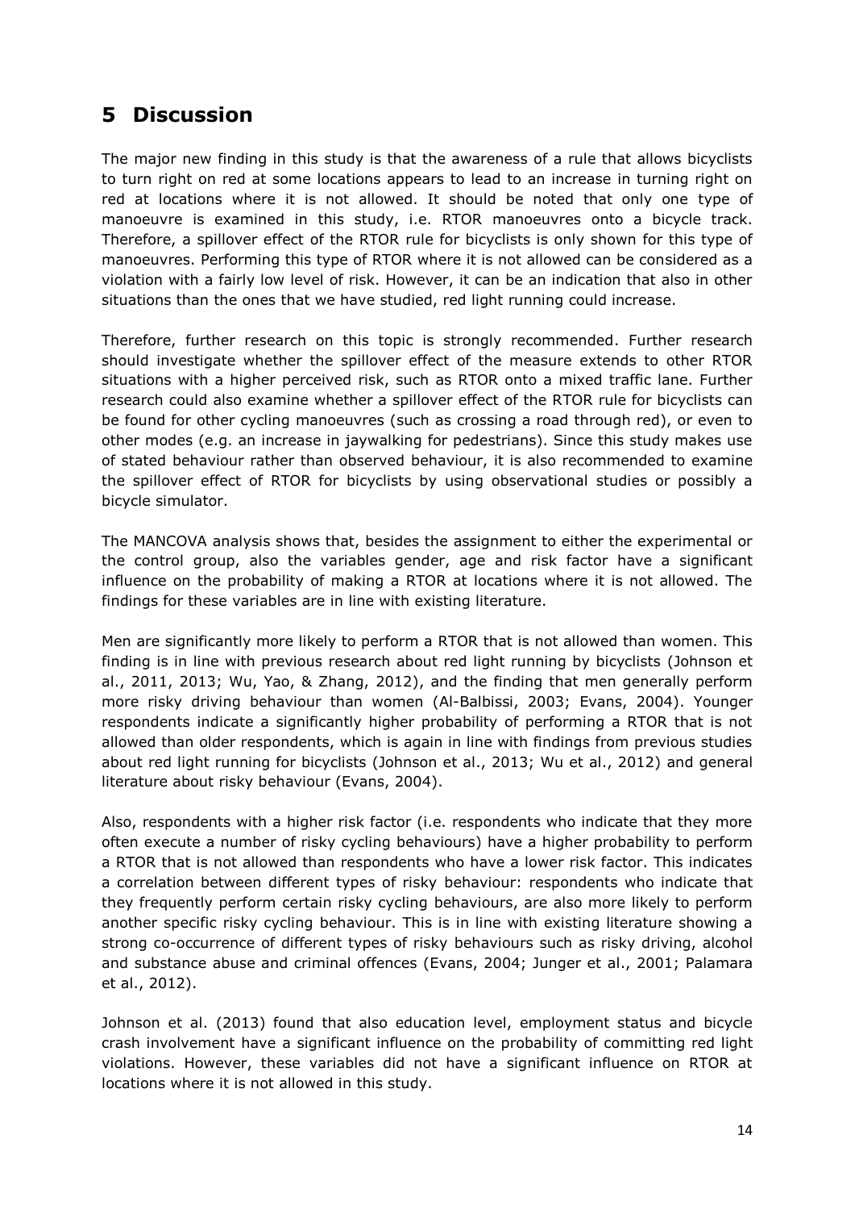# 5 Discussion

The major new finding in this study is that the awareness of a rule that allows bicyclists to turn right on red at some locations appears to lead to an increase in turning right on red at locations where it is not allowed. It should be noted that only one type of manoeuvre is examined in this study, i.e. RTOR manoeuvres onto a bicycle track. Therefore, a spillover effect of the RTOR rule for bicyclists is only shown for this type of manoeuvres. Performing this type of RTOR where it is not allowed can be considered as a violation with a fairly low level of risk. However, it can be an indication that also in other situations than the ones that we have studied, red light running could increase.

Therefore, further research on this topic is strongly recommended. Further research should investigate whether the spillover effect of the measure extends to other RTOR situations with a higher perceived risk, such as RTOR onto a mixed traffic lane. Further research could also examine whether a spillover effect of the RTOR rule for bicyclists can be found for other cycling manoeuvres (such as crossing a road through red), or even to other modes (e.g. an increase in jaywalking for pedestrians). Since this study makes use of stated behaviour rather than observed behaviour, it is also recommended to examine the spillover effect of RTOR for bicyclists by using observational studies or possibly a bicycle simulator.

The MANCOVA analysis shows that, besides the assignment to either the experimental or the control group, also the variables gender, age and risk factor have a significant influence on the probability of making a RTOR at locations where it is not allowed. The findings for these variables are in line with existing literature.

Men are significantly more likely to perform a RTOR that is not allowed than women. This finding is in line with previous research about red light running by bicyclists (Johnson et al., 2011, 2013; Wu, Yao, & Zhang, 2012), and the finding that men generally perform more risky driving behaviour than women (Al-Balbissi, 2003; Evans, 2004). Younger respondents indicate a significantly higher probability of performing a RTOR that is not allowed than older respondents, which is again in line with findings from previous studies about red light running for bicyclists (Johnson et al., 2013; Wu et al., 2012) and general literature about risky behaviour (Evans, 2004).

Also, respondents with a higher risk factor (i.e. respondents who indicate that they more often execute a number of risky cycling behaviours) have a higher probability to perform a RTOR that is not allowed than respondents who have a lower risk factor. This indicates a correlation between different types of risky behaviour: respondents who indicate that they frequently perform certain risky cycling behaviours, are also more likely to perform another specific risky cycling behaviour. This is in line with existing literature showing a strong co-occurrence of different types of risky behaviours such as risky driving, alcohol and substance abuse and criminal offences (Evans, 2004; Junger et al., 2001; Palamara et al., 2012).

Johnson et al. (2013) found that also education level, employment status and bicycle crash involvement have a significant influence on the probability of committing red light violations. However, these variables did not have a significant influence on RTOR at locations where it is not allowed in this study.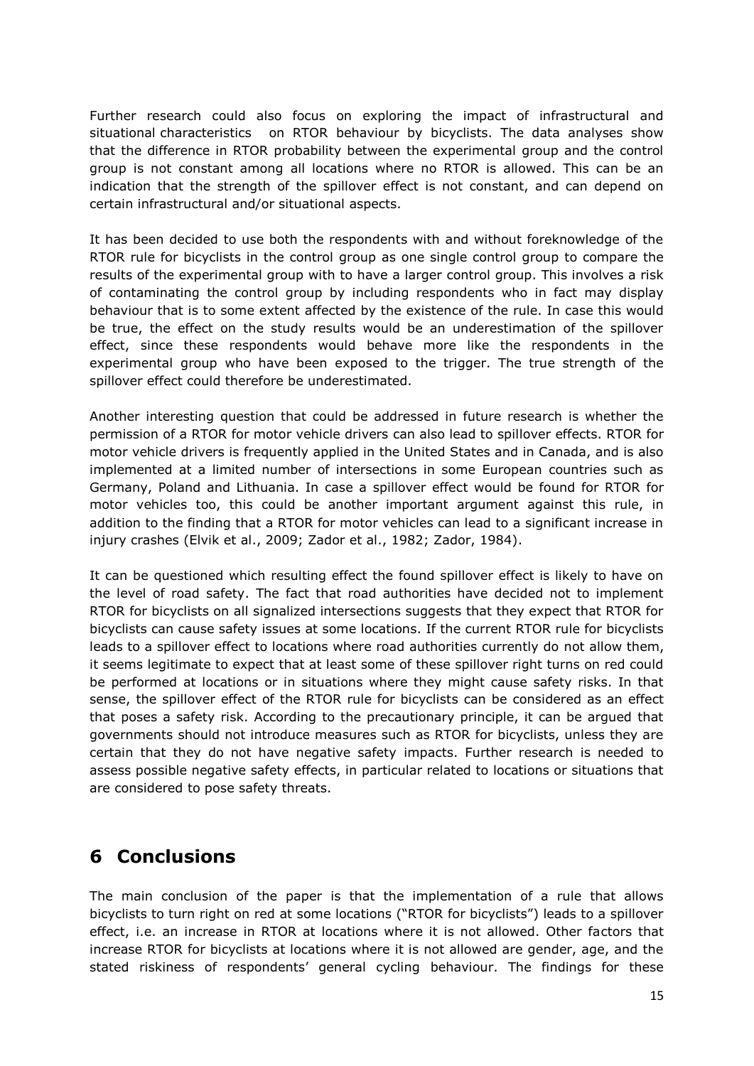Further research could also focus on exploring the impact of infrastructural and situational characteristics on RTOR behaviour by bicyclists. The data analyses show that the difference in RTOR probability between the experimental group and the control group is not constant among all locations where no RTOR is allowed. This can be an indication that the strength of the spillover effect is not constant, and can depend on certain infrastructural and/or situational aspects.

It has been decided to use both the respondents with and without foreknowledge of the RTOR rule for bicyclists in the control group as one single control group to compare the results of the experimental group with to have a larger control group. This involves a risk of contaminating the control group by including respondents who in fact may display behaviour that is to some extent affected by the existence of the rule. In case this would be true, the effect on the study results would be an underestimation of the spillover effect, since these respondents would behave more like the respondents in the experimental group who have been exposed to the trigger. The true strength of the spillover effect could therefore be underestimated.

Another interesting question that could be addressed in future research is whether the permission of a RTOR for motor vehicle drivers can also lead to spillover effects. RTOR for motor vehicle drivers is frequently applied in the United States and in Canada, and is also implemented at a limited number of intersections in some European countries such as Germany, Poland and Lithuania. In case a spillover effect would be found for RTOR for motor vehicles too, this could be another important argument against this rule, in addition to the finding that a RTOR for motor vehicles can lead to a significant increase in injury crashes (Elvik et al., 2009; Zador et al., 1982; Zador, 1984).

It can be questioned which resulting effect the found spillover effect is likely to have on the level of road safety. The fact that road authorities have decided not to implement RTOR for bicyclists on all signalized intersections suggests that they expect that RTOR for bicyclists can cause safety issues at some locations. If the current RTOR rule for bicyclists leads to a spillover effect to locations where road authorities currently do not allow them, it seems legitimate to expect that at least some of these spillover right turns on red could be performed at locations or in situations where they might cause safety risks. In that sense, the spillover effect of the RTOR rule for bicyclists can be considered as an effect that poses a safety risk. According to the precautionary principle, it can be argued that governments should not introduce measures such as RTOR for bicyclists, unless they are certain that they do not have negative safety impacts. Further research is needed to assess possible negative safety effects, in particular related to locations or situations that are considered to pose safety threats.

# 6 Conclusions

The main conclusion of the paper is that the implementation of a rule that allows bicyclists to turn right on red at some locations ("RTOR for bicyclists") leads to a spillover effect, i.e. an increase in RTOR at locations where it is not allowed. Other factors that increase RTOR for bicyclists at locations where it is not allowed are gender, age, and the stated riskiness of respondents' general cycling behaviour. The findings for these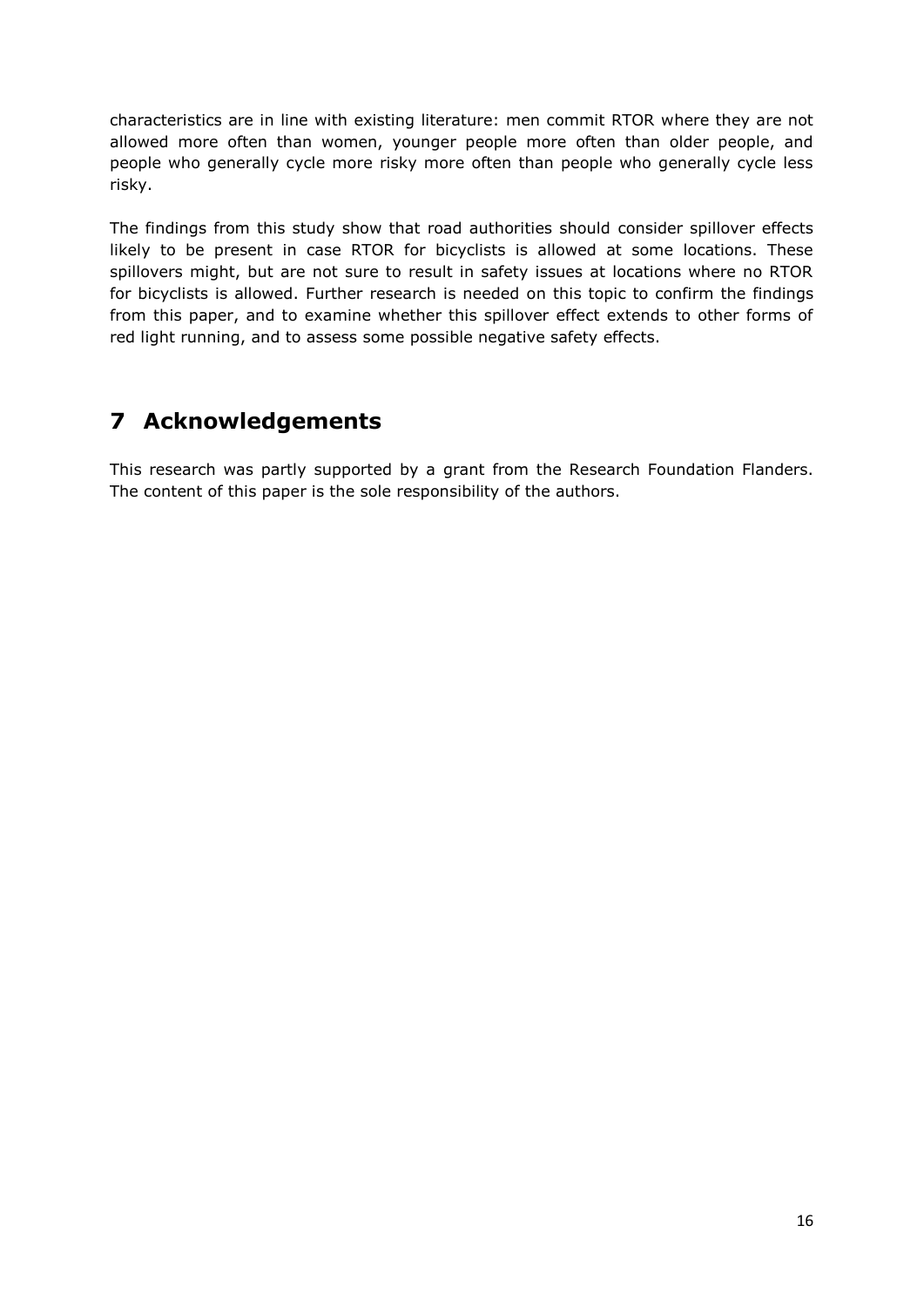characteristics are in line with existing literature: men commit RTOR where they are not allowed more often than women, younger people more often than older people, and people who generally cycle more risky more often than people who generally cycle less risky.

The findings from this study show that road authorities should consider spillover effects likely to be present in case RTOR for bicyclists is allowed at some locations. These spillovers might, but are not sure to result in safety issues at locations where no RTOR for bicyclists is allowed. Further research is needed on this topic to confirm the findings from this paper, and to examine whether this spillover effect extends to other forms of red light running, and to assess some possible negative safety effects.

# 7 Acknowledgements

This research was partly supported by a grant from the Research Foundation Flanders. The content of this paper is the sole responsibility of the authors.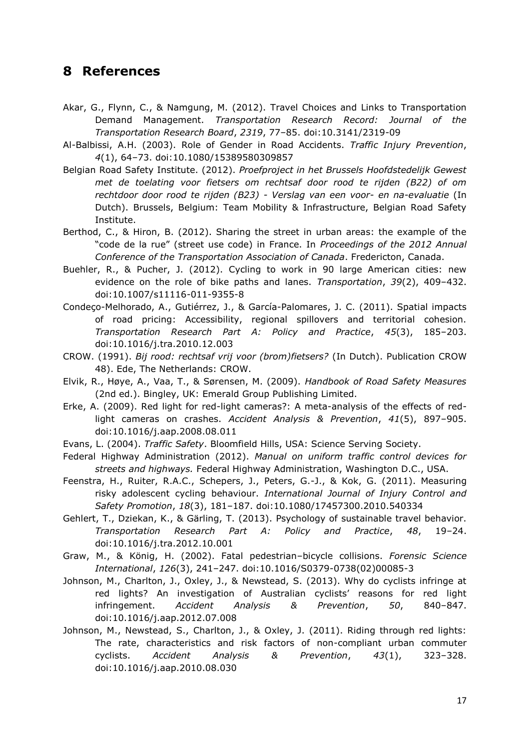# 8 References

Akar, G., Flynn, C., & Namgung, M. (2012). Travel Choices and Links to Transportation Demand Management. *Transportation Research Record: Journal of the Transportation Research Board*, *2319*, 77–85. doi:10.3141/2319-09

Al-Balbissi, A.H. (2003). Role of Gender in Road Accidents. *Traffic Injury Prevention*, *4*(1), 64–73. doi:10.1080/15389580309857

Belgian Road Safety Institute. (2012). *Proefproject in het Brussels Hoofdstedelijk Gewest met de toelating voor fietsers om rechtsaf door rood te rijden (B22) of om rechtdoor door rood te rijden (B23) - Verslag van een voor- en na-evaluatie* (In Dutch). Brussels, Belgium: Team Mobility & Infrastructure, Belgian Road Safety Institute.

Berthod, C., & Hiron, B. (2012). Sharing the street in urban areas: the example of the "code de la rue" (street use code) in France. In *Proceedings of the 2012 Annual Conference of the Transportation Association of Canada*. Fredericton, Canada.

Buehler, R., & Pucher, J. (2012). Cycling to work in 90 large American cities: new evidence on the role of bike paths and lanes. *Transportation*, *39*(2), 409–432. doi:10.1007/s11116-011-9355-8

Condeço-Melhorado, A., Gutiérrez, J., & García-Palomares, J. C. (2011). Spatial impacts of road pricing: Accessibility, regional spillovers and territorial cohesion. *Transportation Research Part A: Policy and Practice*, *45*(3), 185–203. doi:10.1016/j.tra.2010.12.003

CROW. (1991). *Bij rood: rechtsaf vrij voor (brom)fietsers?* (In Dutch). Publication CROW 48). Ede, The Netherlands: CROW.

Elvik, R., Høye, A., Vaa, T., & Sørensen, M. (2009). *Handbook of Road Safety Measures* (2nd ed.). Bingley, UK: Emerald Group Publishing Limited.

Erke, A. (2009). Red light for red-light cameras?: A meta-analysis of the effects of red-light cameras on crashes. *Accident Analysis & Prevention*, *41*(5), 897–905. doi:10.1016/j.aap.2008.08.011

Evans, L. (2004). *Traffic Safety*. Bloomfield Hills, USA: Science Serving Society.

Federal Highway Administration (2012). *Manual on uniform traffic control devices for streets and highways.* Federal Highway Administration, Washington D.C., USA.

Feenstra, H., Ruiter, R.A.C., Schepers, J., Peters, G.-J., & Kok, G. (2011). Measuring risky adolescent cycling behaviour. *International Journal of Injury Control and Safety Promotion*, *18*(3), 181–187. doi:10.1080/17457300.2010.540334

Gehlert, T., Dziekan, K., & Gärling, T. (2013). Psychology of sustainable travel behavior. *Transportation Research Part A: Policy and Practice*, *48*, 19–24. doi:10.1016/j.tra.2012.10.001

Graw, M., & König, H. (2002). Fatal pedestrian–bicycle collisions. *Forensic Science International*, *126*(3), 241–247. doi:10.1016/S0379-0738(02)00085-3

Johnson, M., Charlton, J., Oxley, J., & Newstead, S. (2013). Why do cyclists infringe at red lights? An investigation of Australian cyclists' reasons for red light infringement. *Accident Analysis & Prevention*, *50*, 840–847. doi:10.1016/j.aap.2012.07.008

Johnson, M., Newstead, S., Charlton, J., & Oxley, J. (2011). Riding through red lights: The rate, characteristics and risk factors of non-compliant urban commuter cyclists. *Accident Analysis & Prevention*, *43*(1), 323–328. doi:10.1016/j.aap.2010.08.030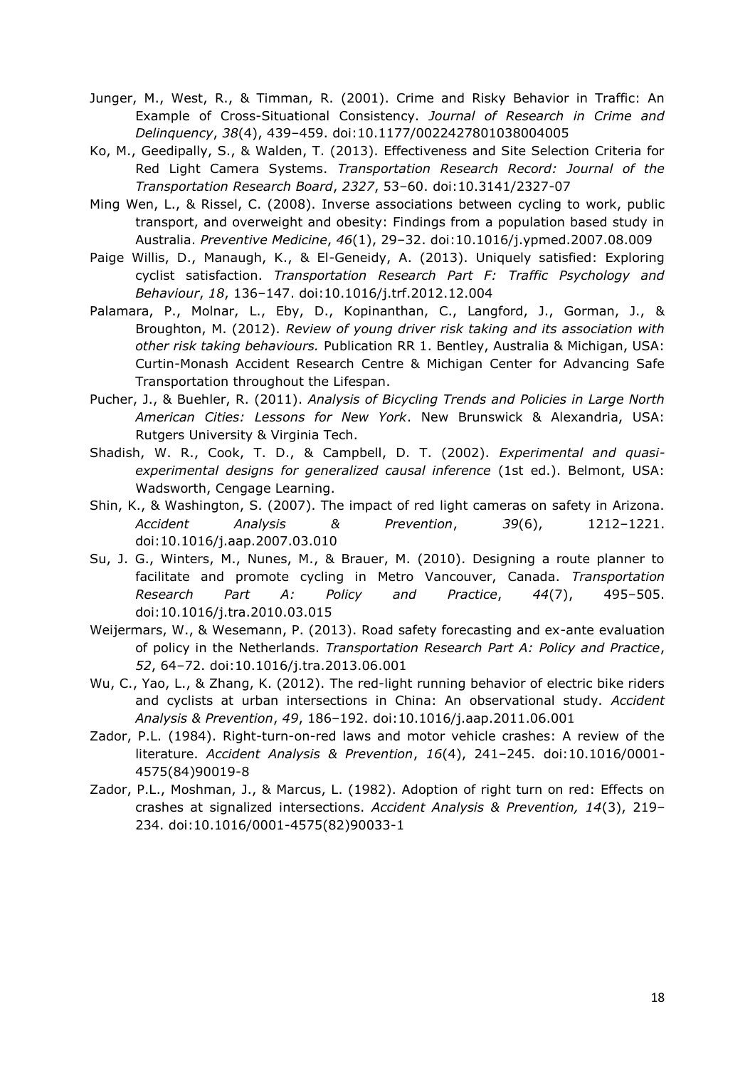Junger, M., West, R., & Timman, R. (2001). Crime and Risky Behavior in Traffic: An Example of Cross-Situational Consistency. *Journal of Research in Crime and Delinquency*, *38*(4), 439–459. doi:10.1177/0022427801038004005

Ko, M., Geedipally, S., & Walden, T. (2013). Effectiveness and Site Selection Criteria for Red Light Camera Systems. *Transportation Research Record: Journal of the Transportation Research Board*, *2327*, 53–60. doi:10.3141/2327-07

Ming Wen, L., & Rissel, C. (2008). Inverse associations between cycling to work, public transport, and overweight and obesity: Findings from a population based study in Australia. *Preventive Medicine*, *46*(1), 29–32. doi:10.1016/j.ypmed.2007.08.009

Paige Willis, D., Manaugh, K., & El-Geneidy, A. (2013). Uniquely satisfied: Exploring cyclist satisfaction. *Transportation Research Part F: Traffic Psychology and Behaviour*, *18*, 136–147. doi:10.1016/j.trf.2012.12.004

Palamara, P., Molnar, L., Eby, D., Kopinanthan, C., Langford, J., Gorman, J., & Broughton, M. (2012). *Review of young driver risk taking and its association with other risk taking behaviours.* Publication RR 1. Bentley, Australia & Michigan, USA: Curtin-Monash Accident Research Centre & Michigan Center for Advancing Safe Transportation throughout the Lifespan.

Pucher, J., & Buehler, R. (2011). *Analysis of Bicycling Trends and Policies in Large North American Cities: Lessons for New York*. New Brunswick & Alexandria, USA: Rutgers University & Virginia Tech.

Shadish, W. R., Cook, T. D., & Campbell, D. T. (2002). *Experimental and quasi-experimental designs for generalized causal inference* (1st ed.). Belmont, USA: Wadsworth, Cengage Learning.

Shin, K., & Washington, S. (2007). The impact of red light cameras on safety in Arizona. *Accident Analysis & Prevention*, *39*(6), 1212–1221. doi:10.1016/j.aap.2007.03.010

Su, J. G., Winters, M., Nunes, M., & Brauer, M. (2010). Designing a route planner to facilitate and promote cycling in Metro Vancouver, Canada. *Transportation Research Part A: Policy and Practice*, *44*(7), 495–505. doi:10.1016/j.tra.2010.03.015

Weijermars, W., & Wesemann, P. (2013). Road safety forecasting and ex-ante evaluation of policy in the Netherlands. *Transportation Research Part A: Policy and Practice*, *52*, 64–72. doi:10.1016/j.tra.2013.06.001

Wu, C., Yao, L., & Zhang, K. (2012). The red-light running behavior of electric bike riders and cyclists at urban intersections in China: An observational study. *Accident Analysis & Prevention*, *49*, 186–192. doi:10.1016/j.aap.2011.06.001

Zador, P.L. (1984). Right-turn-on-red laws and motor vehicle crashes: A review of the literature. *Accident Analysis & Prevention*, *16*(4), 241–245. doi:10.1016/0001-4575(84)90019-8

Zador, P.L., Moshman, J., & Marcus, L. (1982). Adoption of right turn on red: Effects on crashes at signalized intersections. *Accident Analysis & Prevention, 14*(3), 219–234. doi:10.1016/0001-4575(82)90033-1